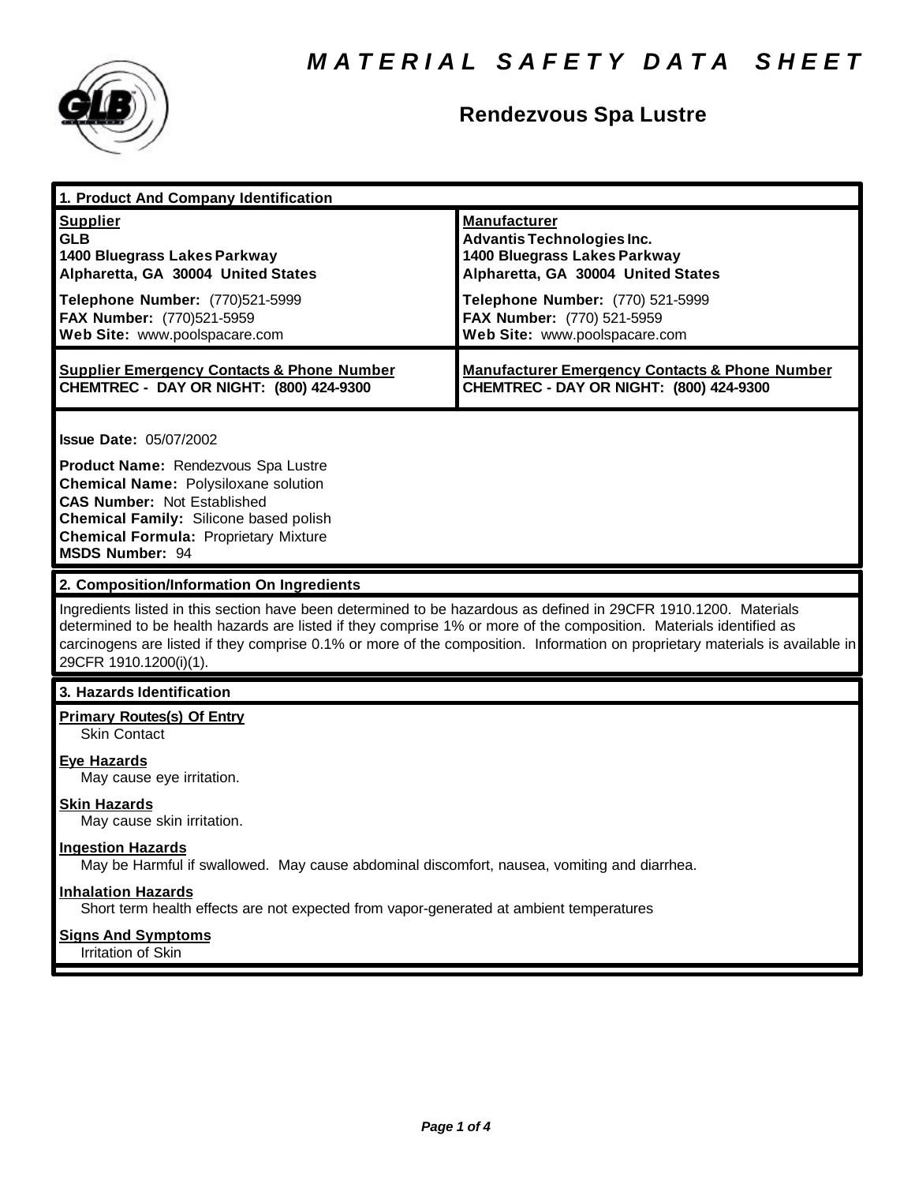# MATERIAL SAFETY DATA SHEET

## Rendezvous Spa Lustre

### 1. Product And Company Identification

| **Supplier** | **Manufacturer** |
|---|---|
| **GLB** | **Advantis Technologies Inc.** |
| **1400 Bluegrass Lakes Parkway** | **1400 Bluegrass Lakes Parkway** |
| **Alpharetta, GA 30004 United States** | **Alpharetta, GA 30004 United States** |
| **Telephone Number:** (770)521-5999 | **Telephone Number:** (770) 521-5999 |
| **FAX Number:** (770)521-5959 | **FAX Number:** (770) 521-5959 |
| **Web Site:** www.poolspacare.com | **Web Site:** www.poolspacare.com |
| **Supplier Emergency Contacts & Phone Number** | **Manufacturer Emergency Contacts & Phone Number** |
| **CHEMTREC - DAY OR NIGHT: (800) 424-9300** | **CHEMTREC - DAY OR NIGHT: (800) 424-9300** |

**Issue Date:** 05/07/2002

**Product Name:** Rendezvous Spa Lustre
**Chemical Name:** Polysiloxane solution
**CAS Number:** Not Established
**Chemical Family:** Silicone based polish
**Chemical Formula:** Proprietary Mixture
**MSDS Number:** 94

### 2. Composition/Information On Ingredients

Ingredients listed in this section have been determined to be hazardous as defined in 29CFR 1910.1200. Materials determined to be health hazards are listed if they comprise 1% or more of the composition. Materials identified as carcinogens are listed if they comprise 0.1% or more of the composition. Information on proprietary materials is available in 29CFR 1910.1200(i)(1).

### 3. Hazards Identification

**Primary Routes(s) Of Entry**
Skin Contact

**Eye Hazards**
May cause eye irritation.

**Skin Hazards**
May cause skin irritation.

**Ingestion Hazards**
May be Harmful if swallowed. May cause abdominal discomfort, nausea, vomiting and diarrhea.

**Inhalation Hazards**
Short term health effects are not expected from vapor-generated at ambient temperatures

**Signs And Symptoms**
Irritation of Skin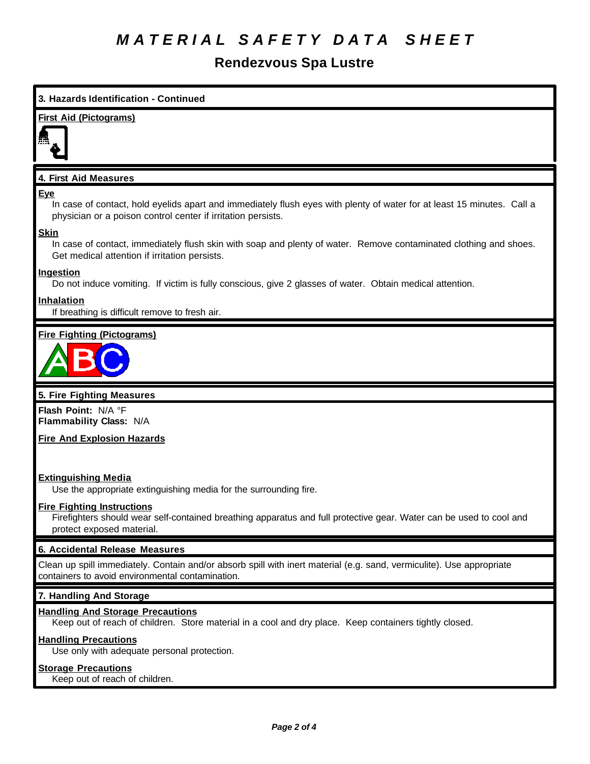# MATERIAL SAFETY DATA SHEET

## Rendezvous Spa Lustre

### 3. Hazards Identification - Continued

**First Aid (Pictograms)**

### 4. First Aid Measures

**Eye**

In case of contact, hold eyelids apart and immediately flush eyes with plenty of water for at least 15 minutes. Call a physician or a poison control center if irritation persists.

**Skin**

In case of contact, immediately flush skin with soap and plenty of water. Remove contaminated clothing and shoes. Get medical attention if irritation persists.

**Ingestion**

Do not induce vomiting. If victim is fully conscious, give 2 glasses of water. Obtain medical attention.

**Inhalation**

If breathing is difficult remove to fresh air.

**Fire Fighting (Pictograms)**

### 5. Fire Fighting Measures

**Flash Point:** N/A °F
**Flammability Class:** N/A

**Fire And Explosion Hazards**

**Extinguishing Media**

Use the appropriate extinguishing media for the surrounding fire.

**Fire Fighting Instructions**

Firefighters should wear self-contained breathing apparatus and full protective gear. Water can be used to cool and protect exposed material.

### 6. Accidental Release Measures

Clean up spill immediately. Contain and/or absorb spill with inert material (e.g. sand, vermiculite). Use appropriate containers to avoid environmental contamination.

### 7. Handling And Storage

**Handling And Storage Precautions**

Keep out of reach of children. Store material in a cool and dry place. Keep containers tightly closed.

**Handling Precautions**

Use only with adequate personal protection.

**Storage Precautions**

Keep out of reach of children.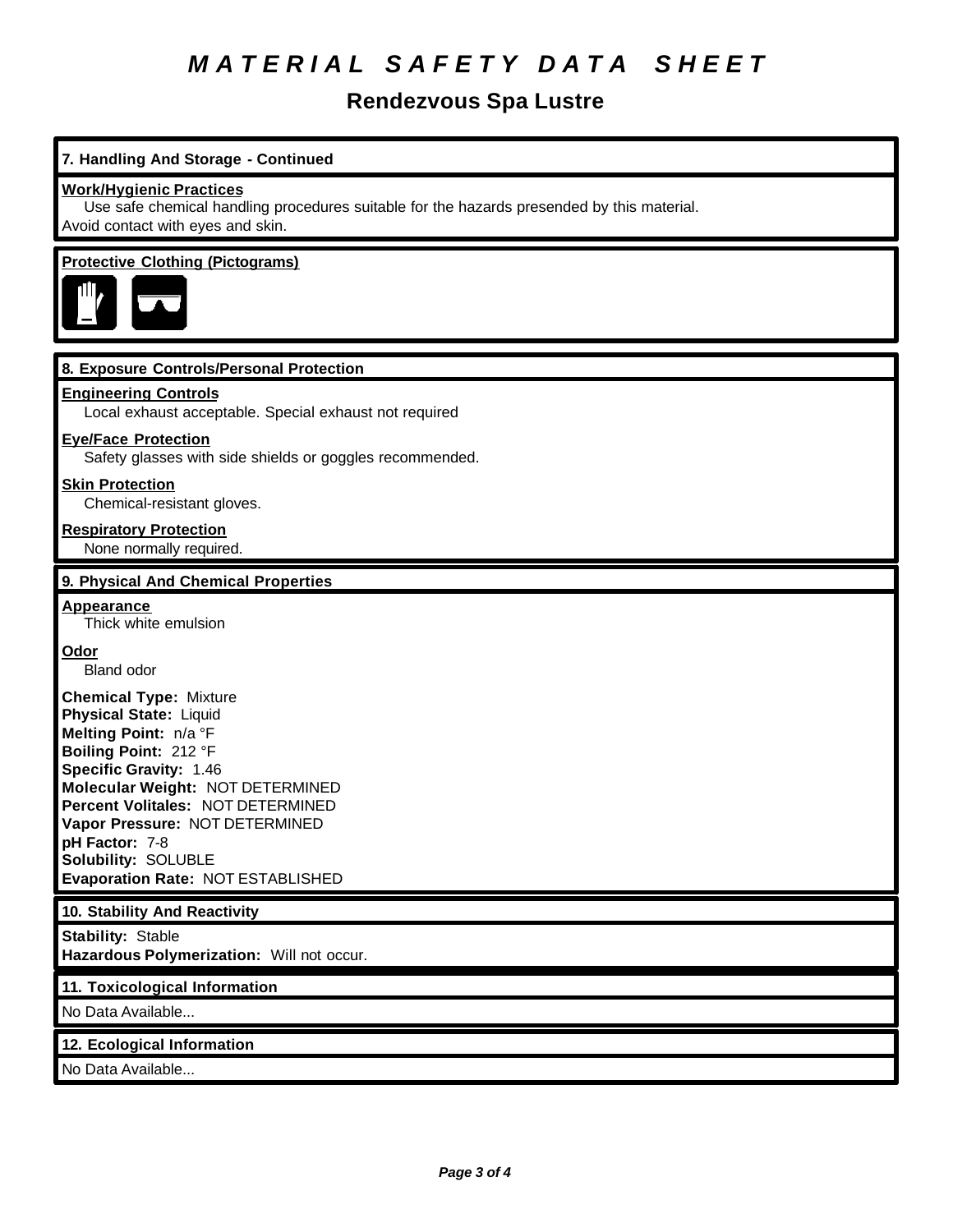# MATERIAL SAFETY DATA SHEET

## Rendezvous Spa Lustre

### 7. Handling And Storage - Continued

**Work/Hygienic Practices**

Use safe chemical handling procedures suitable for the hazards presended by this material. Avoid contact with eyes and skin.

**Protective Clothing (Pictograms)**

### 8. Exposure Controls/Personal Protection

**Engineering Controls**

Local exhaust acceptable. Special exhaust not required

**Eye/Face Protection**

Safety glasses with side shields or goggles recommended.

**Skin Protection**

Chemical-resistant gloves.

**Respiratory Protection**

None normally required.

### 9. Physical And Chemical Properties

**Appearance**

Thick white emulsion

**Odor**

Bland odor

**Chemical Type:** Mixture
**Physical State:** Liquid
**Melting Point:** n/a °F
**Boiling Point:** 212 °F
**Specific Gravity:** 1.46
**Molecular Weight:** NOT DETERMINED
**Percent Volitales:** NOT DETERMINED
**Vapor Pressure:** NOT DETERMINED
**pH Factor:** 7-8
**Solubility:** SOLUBLE
**Evaporation Rate:** NOT ESTABLISHED

### 10. Stability And Reactivity

**Stability:** Stable
**Hazardous Polymerization:** Will not occur.

### 11. Toxicological Information

No Data Available...

### 12. Ecological Information

No Data Available...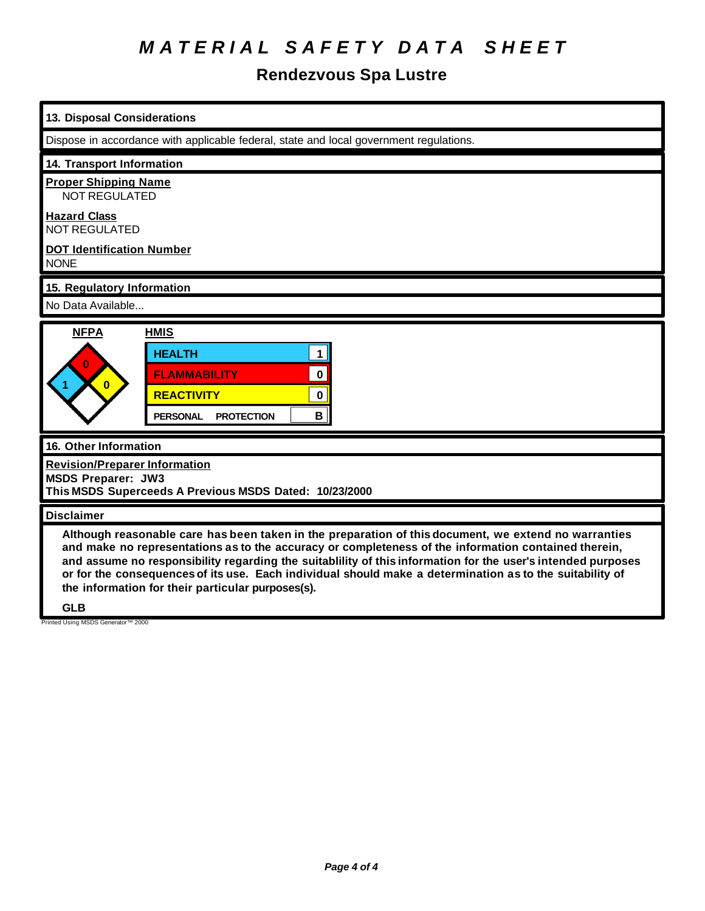# MATERIAL SAFETY DATA SHEET

## Rendezvous Spa Lustre

### 13. Disposal Considerations

Dispose in accordance with applicable federal, state and local government regulations.

### 14. Transport Information

**Proper Shipping Name**
NOT REGULATED

**Hazard Class**
NOT REGULATED

**DOT Identification Number**
NONE

### 15. Regulatory Information

No Data Available...

**NFPA**

0
1
0

**HMIS**

| | |
|---|---|
| HEALTH | 1 |
| FLAMMABILITY | 0 |
| REACTIVITY | 0 |
| PERSONAL PROTECTION | B |

### 16. Other Information

**Revision/Preparer Information**
**MSDS Preparer: JW3**
**This MSDS Superceeds A Previous MSDS Dated: 10/23/2000**

### Disclaimer

**Although reasonable care has been taken in the preparation of this document, we extend no warranties and make no representations as to the accuracy or completeness of the information contained therein, and assume no responsibility regarding the suitablility of this information for the user's intended purposes or for the consequences of its use. Each individual should make a determination as to the suitability of the information for their particular purposes(s).**

**GLB**

Printed Using MSDS Generator™ 2000